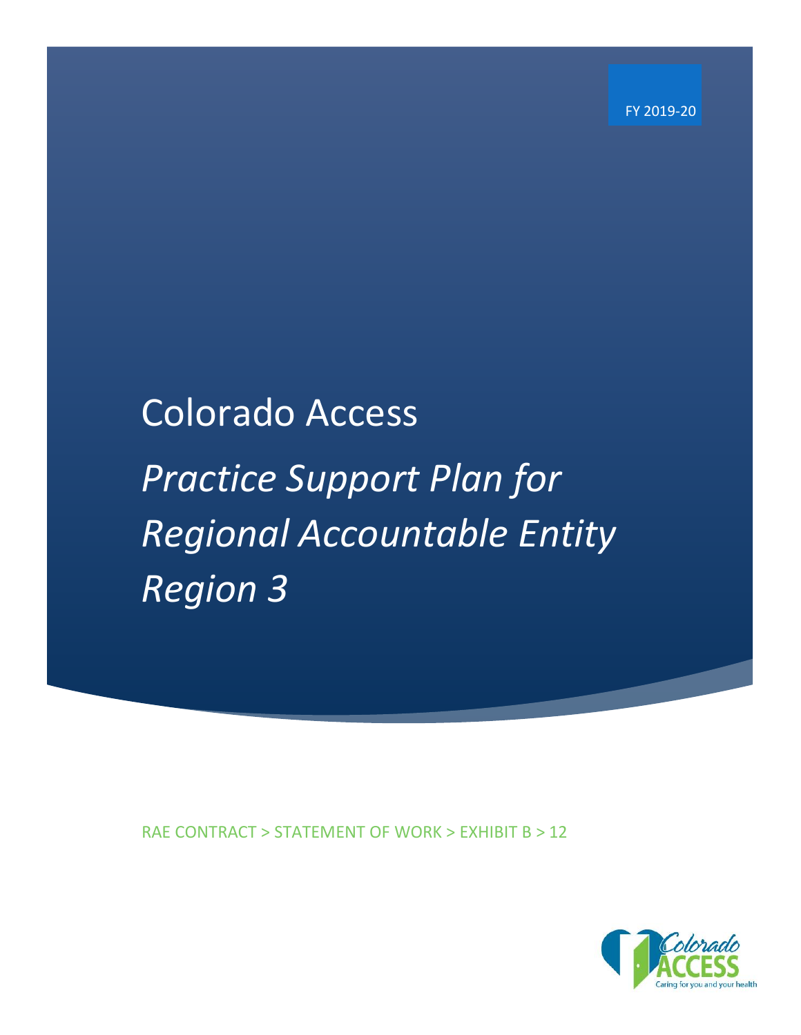FY 2019-20

# Colorado Access

## *Practice Support Plan for Regional Accountable Entity Region 3*

RAE CONTRACT > STATEMENT OF WORK > EXHIBIT B > 12

Colorado ACCESS
Caring for you and your health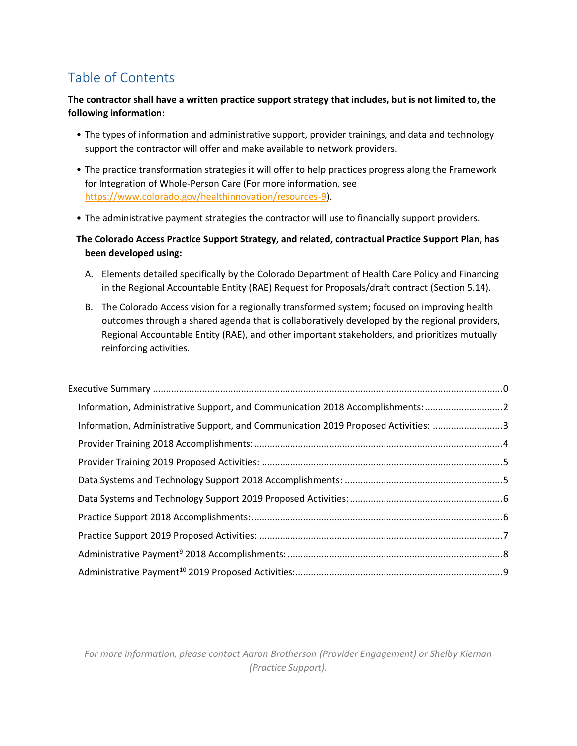## Table of Contents

**The contractor shall have a written practice support strategy that includes, but is not limited to, the following information:**

- The types of information and administrative support, provider trainings, and data and technology support the contractor will offer and make available to network providers.
- The practice transformation strategies it will offer to help practices progress along the Framework for Integration of Whole-Person Care (For more information, see https://www.colorado.gov/healthinnovation/resources-9).
- The administrative payment strategies the contractor will use to financially support providers.

**The Colorado Access Practice Support Strategy, and related, contractual Practice Support Plan, has been developed using:**

A. Elements detailed specifically by the Colorado Department of Health Care Policy and Financing in the Regional Accountable Entity (RAE) Request for Proposals/draft contract (Section 5.14).

B. The Colorado Access vision for a regionally transformed system; focused on improving health outcomes through a shared agenda that is collaboratively developed by the regional providers, Regional Accountable Entity (RAE), and other important stakeholders, and prioritizes mutually reinforcing activities.

Executive Summary ....................................................................................................................................0

- Information, Administrative Support, and Communication 2018 Accomplishments: .............................2
- Information, Administrative Support, and Communication 2019 Proposed Activities: ...........................3
- Provider Training 2018 Accomplishments: ...............................................................................................4
- Provider Training 2019 Proposed Activities: ...........................................................................................5
- Data Systems and Technology Support 2018 Accomplishments: ............................................................5
- Data Systems and Technology Support 2019 Proposed Activities: ..........................................................6
- Practice Support 2018 Accomplishments: ................................................................................................6
- Practice Support 2019 Proposed Activities: ............................................................................................7
- Administrative Payment[9] 2018 Accomplishments: ..................................................................................8
- Administrative Payment[10] 2019 Proposed Activities: ...............................................................................9

*For more information, please contact Aaron Brotherson (Provider Engagement) or Shelby Kiernan (Practice Support).*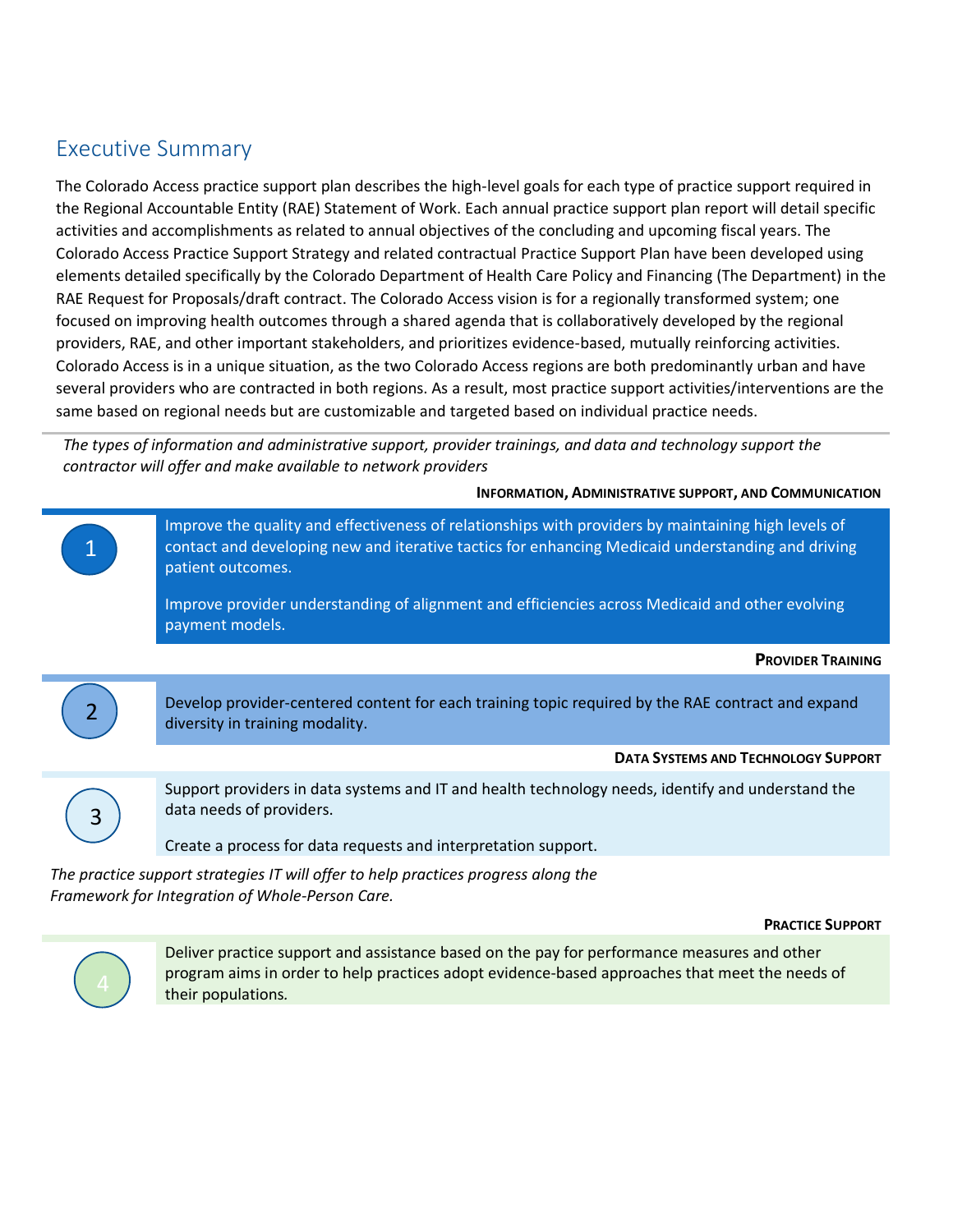## Executive Summary

The Colorado Access practice support plan describes the high-level goals for each type of practice support required in the Regional Accountable Entity (RAE) Statement of Work. Each annual practice support plan report will detail specific activities and accomplishments as related to annual objectives of the concluding and upcoming fiscal years. The Colorado Access Practice Support Strategy and related contractual Practice Support Plan have been developed using elements detailed specifically by the Colorado Department of Health Care Policy and Financing (The Department) in the RAE Request for Proposals/draft contract. The Colorado Access vision is for a regionally transformed system; one focused on improving health outcomes through a shared agenda that is collaboratively developed by the regional providers, RAE, and other important stakeholders, and prioritizes evidence-based, mutually reinforcing activities. Colorado Access is in a unique situation, as the two Colorado Access regions are both predominantly urban and have several providers who are contracted in both regions. As a result, most practice support activities/interventions are the same based on regional needs but are customizable and targeted based on individual practice needs.

*The types of information and administrative support, provider trainings, and data and technology support the contractor will offer and make available to network providers*

**INFORMATION, ADMINISTRATIVE SUPPORT, AND COMMUNICATION**

1

Improve the quality and effectiveness of relationships with providers by maintaining high levels of contact and developing new and iterative tactics for enhancing Medicaid understanding and driving patient outcomes.

Improve provider understanding of alignment and efficiencies across Medicaid and other evolving payment models.

**PROVIDER TRAINING**

2

Develop provider-centered content for each training topic required by the RAE contract and expand diversity in training modality.

**DATA SYSTEMS AND TECHNOLOGY SUPPORT**

3

Support providers in data systems and IT and health technology needs, identify and understand the data needs of providers.

Create a process for data requests and interpretation support.

*The practice support strategies IT will offer to help practices progress along the Framework for Integration of Whole-Person Care.*

**PRACTICE SUPPORT**

4

Deliver practice support and assistance based on the pay for performance measures and other program aims in order to help practices adopt evidence-based approaches that meet the needs of their populations.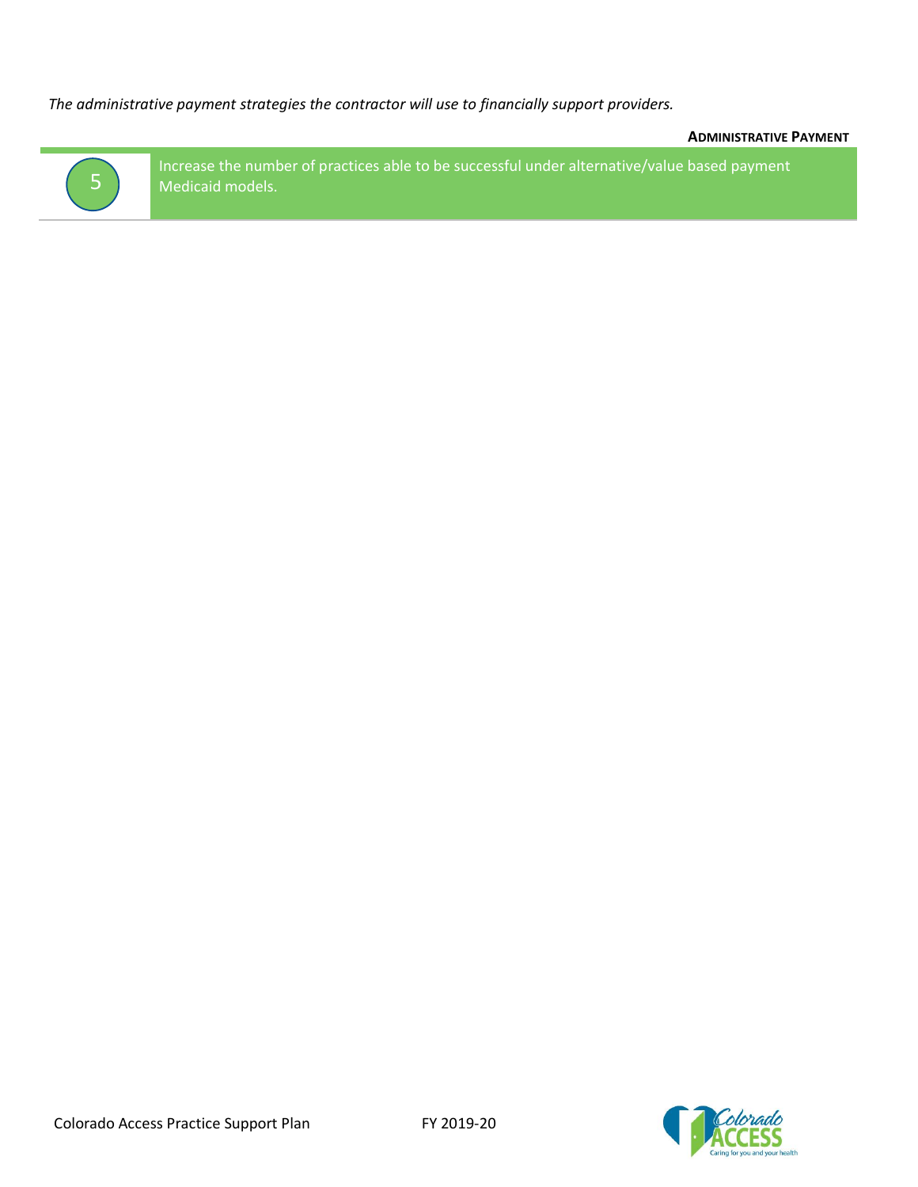*The administrative payment strategies the contractor will use to financially support providers.*

**ADMINISTRATIVE PAYMENT**

| | |
|---|---|
| 5 | Increase the number of practices able to be successful under alternative/value based payment Medicaid models. |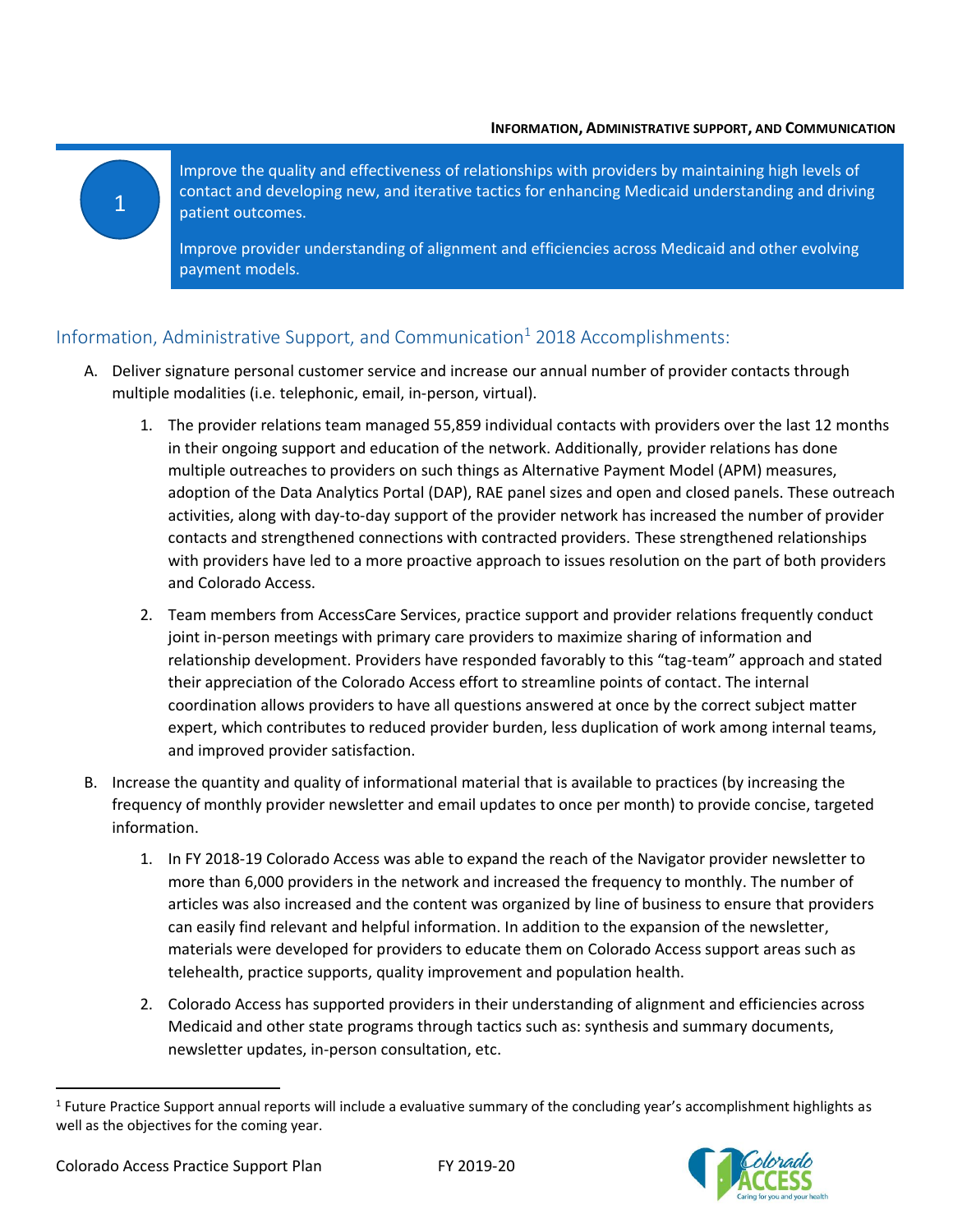1

Improve the quality and effectiveness of relationships with providers by maintaining high levels of contact and developing new, and iterative tactics for enhancing Medicaid understanding and driving patient outcomes.

Improve provider understanding of alignment and efficiencies across Medicaid and other evolving payment models.

## Information, Administrative Support, and Communication[1] 2018 Accomplishments:

A. Deliver signature personal customer service and increase our annual number of provider contacts through multiple modalities (i.e. telephonic, email, in-person, virtual).

   1. The provider relations team managed 55,859 individual contacts with providers over the last 12 months in their ongoing support and education of the network. Additionally, provider relations has done multiple outreaches to providers on such things as Alternative Payment Model (APM) measures, adoption of the Data Analytics Portal (DAP), RAE panel sizes and open and closed panels. These outreach activities, along with day-to-day support of the provider network has increased the number of provider contacts and strengthened connections with contracted providers. These strengthened relationships with providers have led to a more proactive approach to issues resolution on the part of both providers and Colorado Access.

   2. Team members from AccessCare Services, practice support and provider relations frequently conduct joint in-person meetings with primary care providers to maximize sharing of information and relationship development. Providers have responded favorably to this "tag-team" approach and stated their appreciation of the Colorado Access effort to streamline points of contact. The internal coordination allows providers to have all questions answered at once by the correct subject matter expert, which contributes to reduced provider burden, less duplication of work among internal teams, and improved provider satisfaction.

B. Increase the quantity and quality of informational material that is available to practices (by increasing the frequency of monthly provider newsletter and email updates to once per month) to provide concise, targeted information.

   1. In FY 2018-19 Colorado Access was able to expand the reach of the Navigator provider newsletter to more than 6,000 providers in the network and increased the frequency to monthly. The number of articles was also increased and the content was organized by line of business to ensure that providers can easily find relevant and helpful information. In addition to the expansion of the newsletter, materials were developed for providers to educate them on Colorado Access support areas such as telehealth, practice supports, quality improvement and population health.

   2. Colorado Access has supported providers in their understanding of alignment and efficiencies across Medicaid and other state programs through tactics such as: synthesis and summary documents, newsletter updates, in-person consultation, etc.

[1] Future Practice Support annual reports will include a evaluative summary of the concluding year's accomplishment highlights as well as the objectives for the coming year.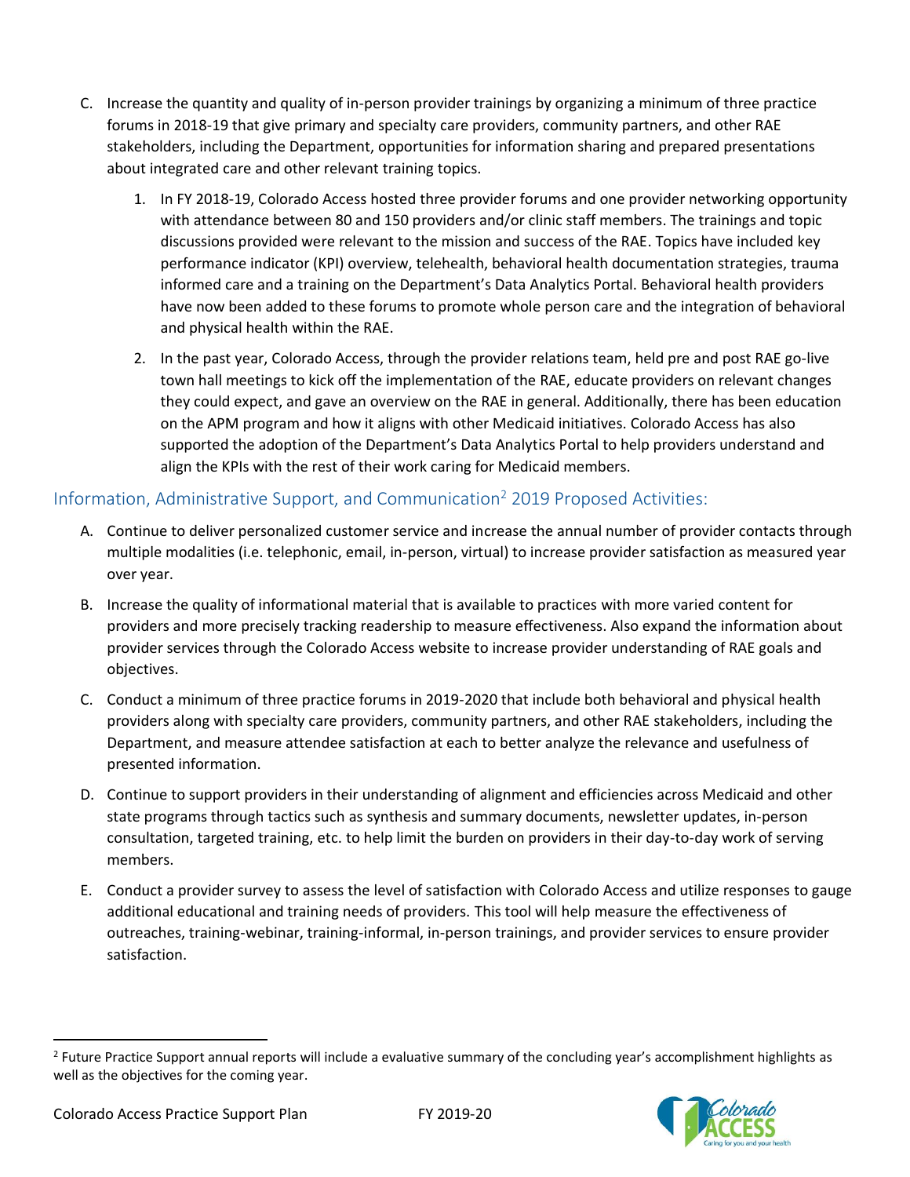C. Increase the quantity and quality of in-person provider trainings by organizing a minimum of three practice forums in 2018-19 that give primary and specialty care providers, community partners, and other RAE stakeholders, including the Department, opportunities for information sharing and prepared presentations about integrated care and other relevant training topics.

  1. In FY 2018-19, Colorado Access hosted three provider forums and one provider networking opportunity with attendance between 80 and 150 providers and/or clinic staff members. The trainings and topic discussions provided were relevant to the mission and success of the RAE. Topics have included key performance indicator (KPI) overview, telehealth, behavioral health documentation strategies, trauma informed care and a training on the Department's Data Analytics Portal. Behavioral health providers have now been added to these forums to promote whole person care and the integration of behavioral and physical health within the RAE.

  2. In the past year, Colorado Access, through the provider relations team, held pre and post RAE go-live town hall meetings to kick off the implementation of the RAE, educate providers on relevant changes they could expect, and gave an overview on the RAE in general. Additionally, there has been education on the APM program and how it aligns with other Medicaid initiatives. Colorado Access has also supported the adoption of the Department's Data Analytics Portal to help providers understand and align the KPIs with the rest of their work caring for Medicaid members.

## Information, Administrative Support, and Communication[2] 2019 Proposed Activities:

A. Continue to deliver personalized customer service and increase the annual number of provider contacts through multiple modalities (i.e. telephonic, email, in-person, virtual) to increase provider satisfaction as measured year over year.

B. Increase the quality of informational material that is available to practices with more varied content for providers and more precisely tracking readership to measure effectiveness. Also expand the information about provider services through the Colorado Access website to increase provider understanding of RAE goals and objectives.

C. Conduct a minimum of three practice forums in 2019-2020 that include both behavioral and physical health providers along with specialty care providers, community partners, and other RAE stakeholders, including the Department, and measure attendee satisfaction at each to better analyze the relevance and usefulness of presented information.

D. Continue to support providers in their understanding of alignment and efficiencies across Medicaid and other state programs through tactics such as synthesis and summary documents, newsletter updates, in-person consultation, targeted training, etc. to help limit the burden on providers in their day-to-day work of serving members.

E. Conduct a provider survey to assess the level of satisfaction with Colorado Access and utilize responses to gauge additional educational and training needs of providers. This tool will help measure the effectiveness of outreaches, training-webinar, training-informal, in-person trainings, and provider services to ensure provider satisfaction.

[2] Future Practice Support annual reports will include a evaluative summary of the concluding year's accomplishment highlights as well as the objectives for the coming year.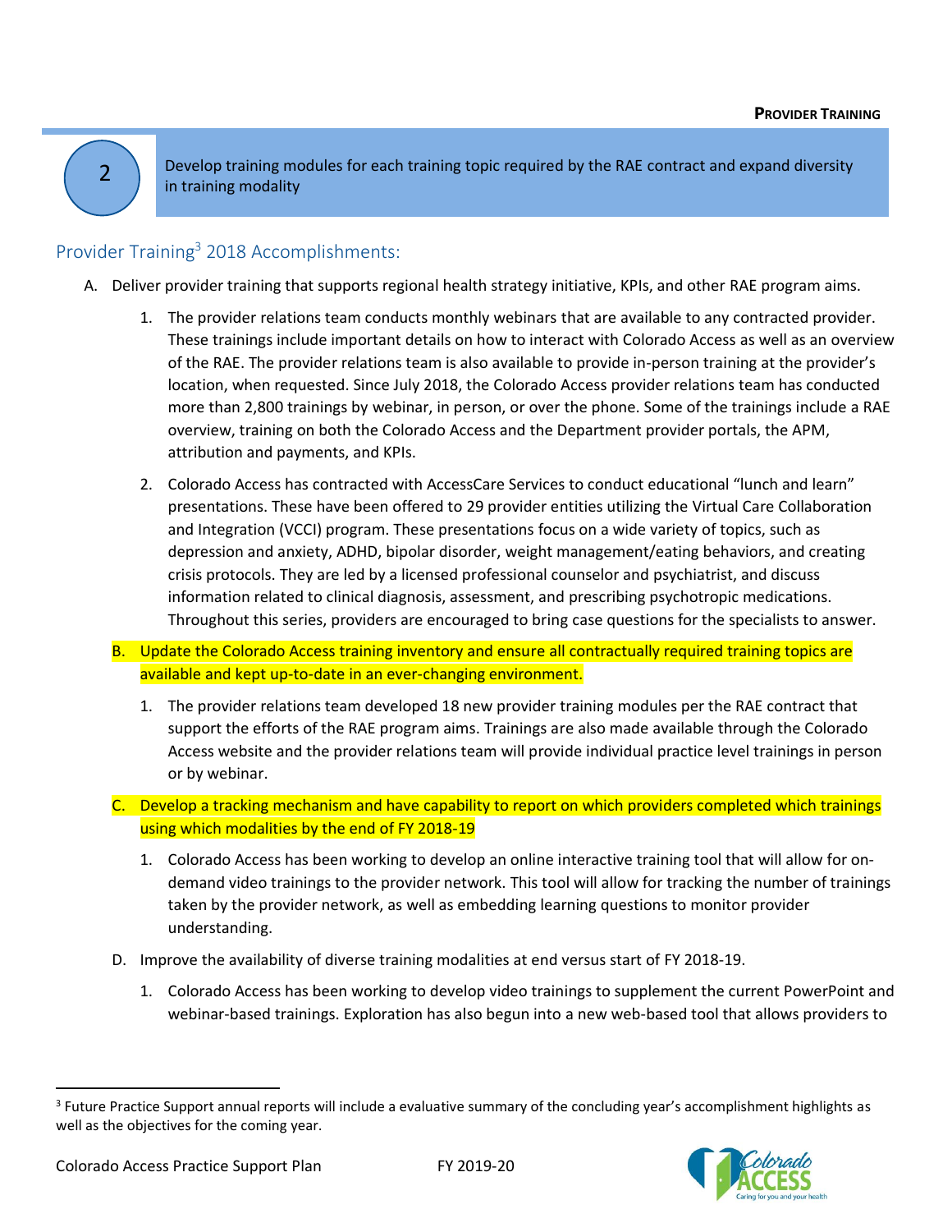2

Develop training modules for each training topic required by the RAE contract and expand diversity in training modality

## Provider Training[3] 2018 Accomplishments:

A. Deliver provider training that supports regional health strategy initiative, KPIs, and other RAE program aims.

   1. The provider relations team conducts monthly webinars that are available to any contracted provider. These trainings include important details on how to interact with Colorado Access as well as an overview of the RAE. The provider relations team is also available to provide in-person training at the provider's location, when requested. Since July 2018, the Colorado Access provider relations team has conducted more than 2,800 trainings by webinar, in person, or over the phone. Some of the trainings include a RAE overview, training on both the Colorado Access and the Department provider portals, the APM, attribution and payments, and KPIs.

   2. Colorado Access has contracted with AccessCare Services to conduct educational "lunch and learn" presentations. These have been offered to 29 provider entities utilizing the Virtual Care Collaboration and Integration (VCCI) program. These presentations focus on a wide variety of topics, such as depression and anxiety, ADHD, bipolar disorder, weight management/eating behaviors, and creating crisis protocols. They are led by a licensed professional counselor and psychiatrist, and discuss information related to clinical diagnosis, assessment, and prescribing psychotropic medications. Throughout this series, providers are encouraged to bring case questions for the specialists to answer.

B. Update the Colorado Access training inventory and ensure all contractually required training topics are available and kept up-to-date in an ever-changing environment.

   1. The provider relations team developed 18 new provider training modules per the RAE contract that support the efforts of the RAE program aims. Trainings are also made available through the Colorado Access website and the provider relations team will provide individual practice level trainings in person or by webinar.

C. Develop a tracking mechanism and have capability to report on which providers completed which trainings using which modalities by the end of FY 2018-19

   1. Colorado Access has been working to develop an online interactive training tool that will allow for on-demand video trainings to the provider network. This tool will allow for tracking the number of trainings taken by the provider network, as well as embedding learning questions to monitor provider understanding.

D. Improve the availability of diverse training modalities at end versus start of FY 2018-19.

   1. Colorado Access has been working to develop video trainings to supplement the current PowerPoint and webinar-based trainings. Exploration has also begun into a new web-based tool that allows providers to

[3] Future Practice Support annual reports will include a evaluative summary of the concluding year's accomplishment highlights as well as the objectives for the coming year.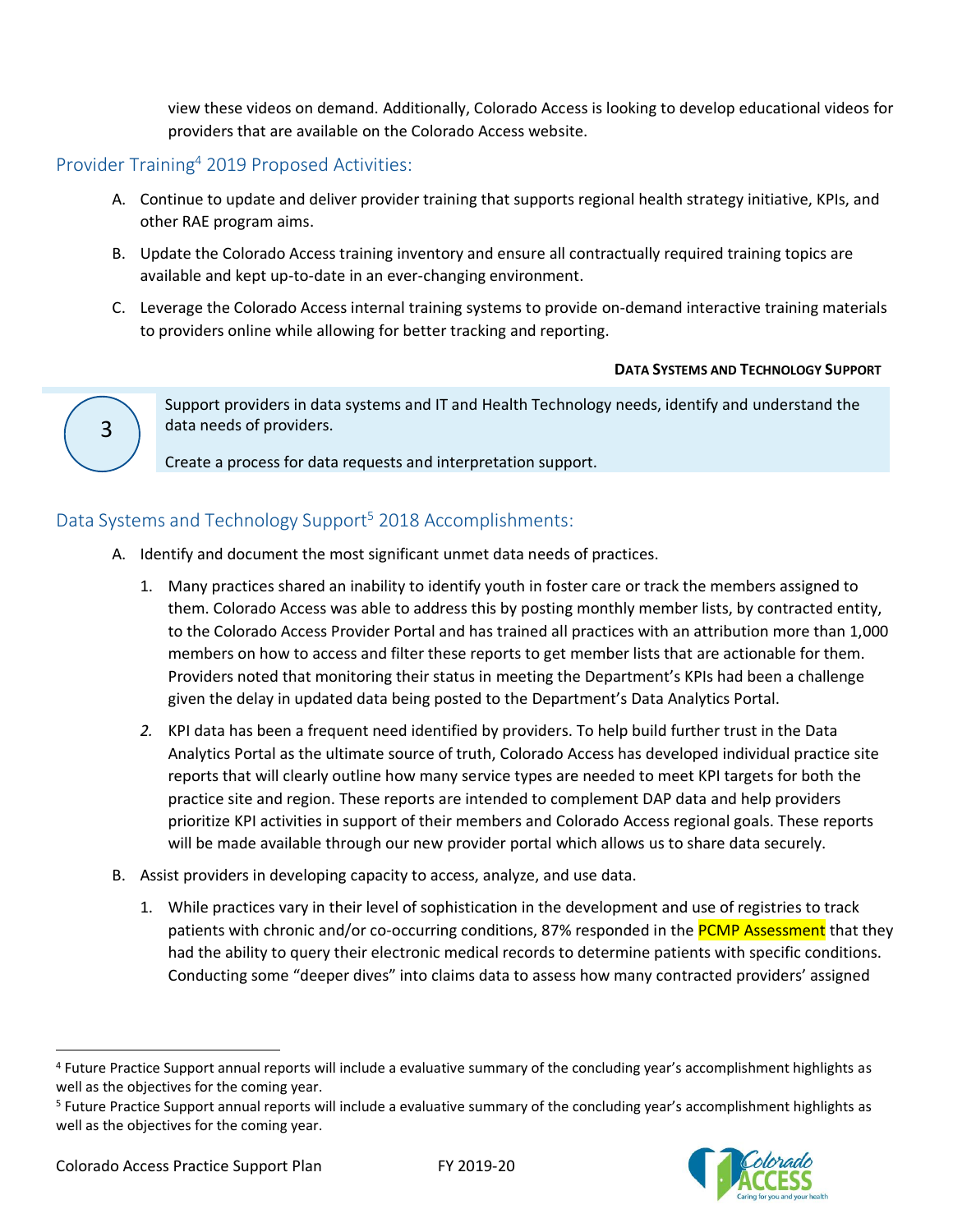view these videos on demand. Additionally, Colorado Access is looking to develop educational videos for providers that are available on the Colorado Access website.

## Provider Training[4] 2019 Proposed Activities:

A. Continue to update and deliver provider training that supports regional health strategy initiative, KPIs, and other RAE program aims.

B. Update the Colorado Access training inventory and ensure all contractually required training topics are available and kept up-to-date in an ever-changing environment.

C. Leverage the Colorado Access internal training systems to provide on-demand interactive training materials to providers online while allowing for better tracking and reporting.

**DATA SYSTEMS AND TECHNOLOGY SUPPORT**

3

Support providers in data systems and IT and Health Technology needs, identify and understand the data needs of providers.

Create a process for data requests and interpretation support.

## Data Systems and Technology Support[5] 2018 Accomplishments:

A. Identify and document the most significant unmet data needs of practices.

1. Many practices shared an inability to identify youth in foster care or track the members assigned to them. Colorado Access was able to address this by posting monthly member lists, by contracted entity, to the Colorado Access Provider Portal and has trained all practices with an attribution more than 1,000 members on how to access and filter these reports to get member lists that are actionable for them. Providers noted that monitoring their status in meeting the Department's KPIs had been a challenge given the delay in updated data being posted to the Department's Data Analytics Portal.

*2.* KPI data has been a frequent need identified by providers. To help build further trust in the Data Analytics Portal as the ultimate source of truth, Colorado Access has developed individual practice site reports that will clearly outline how many service types are needed to meet KPI targets for both the practice site and region. These reports are intended to complement DAP data and help providers prioritize KPI activities in support of their members and Colorado Access regional goals. These reports will be made available through our new provider portal which allows us to share data securely.

B. Assist providers in developing capacity to access, analyze, and use data.

1. While practices vary in their level of sophistication in the development and use of registries to track patients with chronic and/or co-occurring conditions, 87% responded in the PCMP Assessment that they had the ability to query their electronic medical records to determine patients with specific conditions. Conducting some "deeper dives" into claims data to assess how many contracted providers' assigned

---

[4] Future Practice Support annual reports will include a evaluative summary of the concluding year's accomplishment highlights as well as the objectives for the coming year.

[5] Future Practice Support annual reports will include a evaluative summary of the concluding year's accomplishment highlights as well as the objectives for the coming year.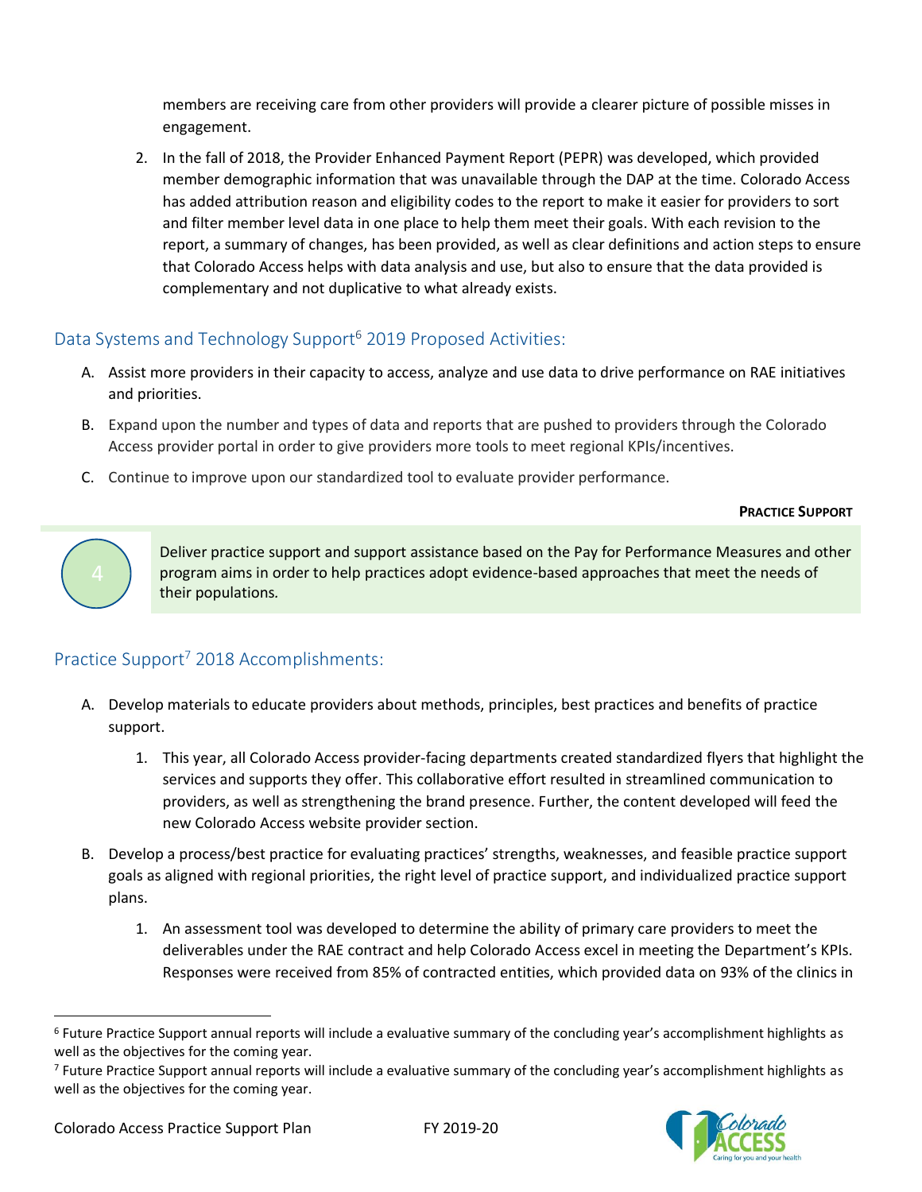members are receiving care from other providers will provide a clearer picture of possible misses in engagement.

2. In the fall of 2018, the Provider Enhanced Payment Report (PEPR) was developed, which provided member demographic information that was unavailable through the DAP at the time. Colorado Access has added attribution reason and eligibility codes to the report to make it easier for providers to sort and filter member level data in one place to help them meet their goals. With each revision to the report, a summary of changes, has been provided, as well as clear definitions and action steps to ensure that Colorado Access helps with data analysis and use, but also to ensure that the data provided is complementary and not duplicative to what already exists.

## Data Systems and Technology Support[6] 2019 Proposed Activities:

A. Assist more providers in their capacity to access, analyze and use data to drive performance on RAE initiatives and priorities.

B. Expand upon the number and types of data and reports that are pushed to providers through the Colorado Access provider portal in order to give providers more tools to meet regional KPIs/incentives.

C. Continue to improve upon our standardized tool to evaluate provider performance.

**PRACTICE SUPPORT**

4

Deliver practice support and support assistance based on the Pay for Performance Measures and other program aims in order to help practices adopt evidence-based approaches that meet the needs of their populations.

## Practice Support[7] 2018 Accomplishments:

A. Develop materials to educate providers about methods, principles, best practices and benefits of practice support.

   1. This year, all Colorado Access provider-facing departments created standardized flyers that highlight the services and supports they offer. This collaborative effort resulted in streamlined communication to providers, as well as strengthening the brand presence. Further, the content developed will feed the new Colorado Access website provider section.

B. Develop a process/best practice for evaluating practices' strengths, weaknesses, and feasible practice support goals as aligned with regional priorities, the right level of practice support, and individualized practice support plans.

   1. An assessment tool was developed to determine the ability of primary care providers to meet the deliverables under the RAE contract and help Colorado Access excel in meeting the Department's KPIs. Responses were received from 85% of contracted entities, which provided data on 93% of the clinics in

[6] Future Practice Support annual reports will include a evaluative summary of the concluding year's accomplishment highlights as well as the objectives for the coming year.

[7] Future Practice Support annual reports will include a evaluative summary of the concluding year's accomplishment highlights as well as the objectives for the coming year.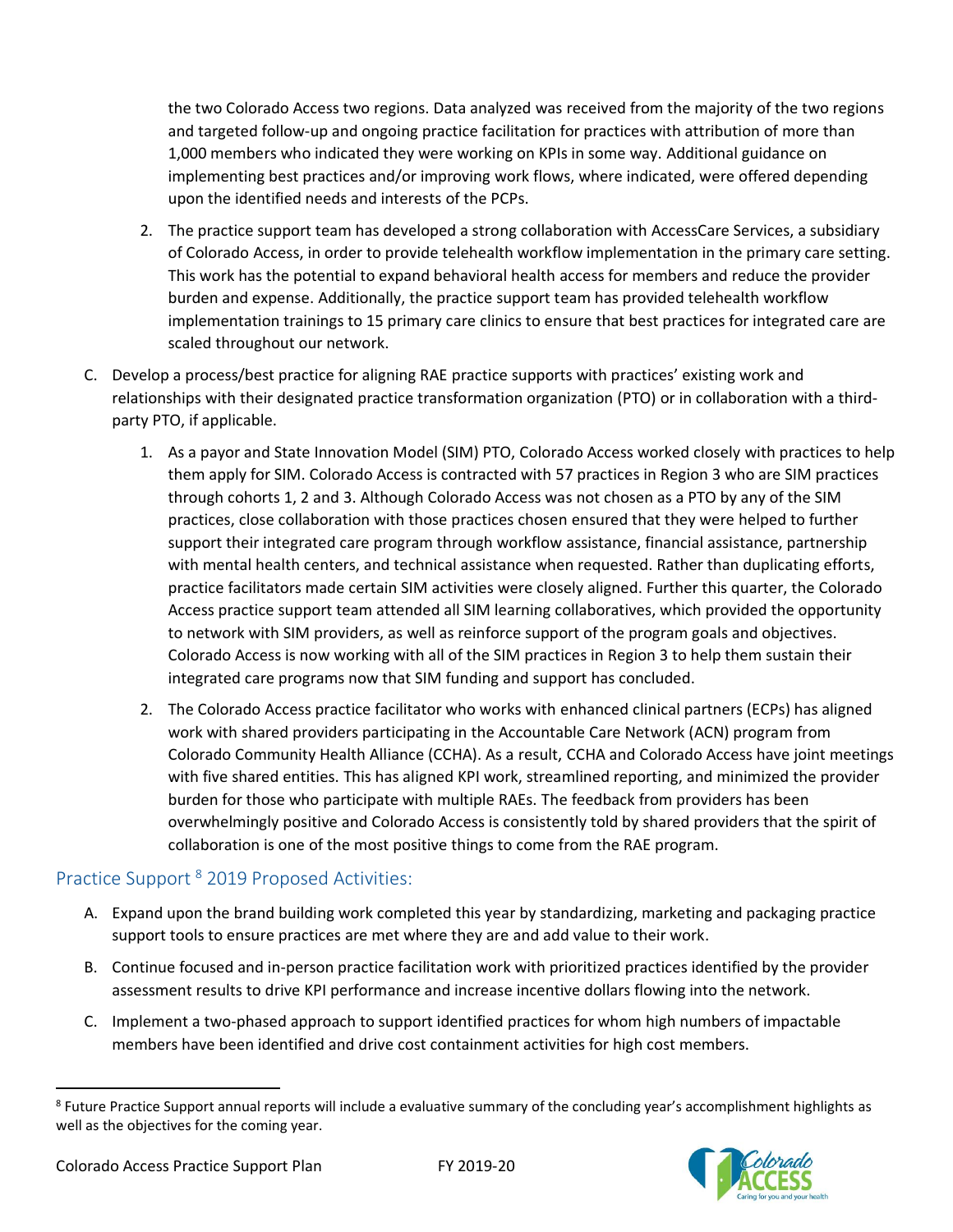the two Colorado Access two regions. Data analyzed was received from the majority of the two regions and targeted follow-up and ongoing practice facilitation for practices with attribution of more than 1,000 members who indicated they were working on KPIs in some way. Additional guidance on implementing best practices and/or improving work flows, where indicated, were offered depending upon the identified needs and interests of the PCPs.

2. The practice support team has developed a strong collaboration with AccessCare Services, a subsidiary of Colorado Access, in order to provide telehealth workflow implementation in the primary care setting. This work has the potential to expand behavioral health access for members and reduce the provider burden and expense. Additionally, the practice support team has provided telehealth workflow implementation trainings to 15 primary care clinics to ensure that best practices for integrated care are scaled throughout our network.

C. Develop a process/best practice for aligning RAE practice supports with practices' existing work and relationships with their designated practice transformation organization (PTO) or in collaboration with a third-party PTO, if applicable.

1. As a payor and State Innovation Model (SIM) PTO, Colorado Access worked closely with practices to help them apply for SIM. Colorado Access is contracted with 57 practices in Region 3 who are SIM practices through cohorts 1, 2 and 3. Although Colorado Access was not chosen as a PTO by any of the SIM practices, close collaboration with those practices chosen ensured that they were helped to further support their integrated care program through workflow assistance, financial assistance, partnership with mental health centers, and technical assistance when requested. Rather than duplicating efforts, practice facilitators made certain SIM activities were closely aligned. Further this quarter, the Colorado Access practice support team attended all SIM learning collaboratives, which provided the opportunity to network with SIM providers, as well as reinforce support of the program goals and objectives. Colorado Access is now working with all of the SIM practices in Region 3 to help them sustain their integrated care programs now that SIM funding and support has concluded.

2. The Colorado Access practice facilitator who works with enhanced clinical partners (ECPs) has aligned work with shared providers participating in the Accountable Care Network (ACN) program from Colorado Community Health Alliance (CCHA). As a result, CCHA and Colorado Access have joint meetings with five shared entities. This has aligned KPI work, streamlined reporting, and minimized the provider burden for those who participate with multiple RAEs. The feedback from providers has been overwhelmingly positive and Colorado Access is consistently told by shared providers that the spirit of collaboration is one of the most positive things to come from the RAE program.

## Practice Support [8] 2019 Proposed Activities:

A. Expand upon the brand building work completed this year by standardizing, marketing and packaging practice support tools to ensure practices are met where they are and add value to their work.

B. Continue focused and in-person practice facilitation work with prioritized practices identified by the provider assessment results to drive KPI performance and increase incentive dollars flowing into the network.

C. Implement a two-phased approach to support identified practices for whom high numbers of impactable members have been identified and drive cost containment activities for high cost members.

[8] Future Practice Support annual reports will include a evaluative summary of the concluding year's accomplishment highlights as well as the objectives for the coming year.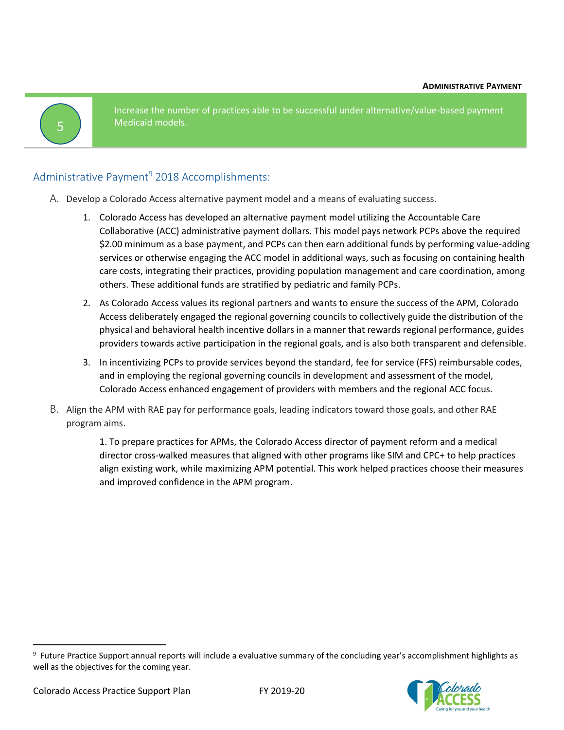5

Increase the number of practices able to be successful under alternative/value-based payment Medicaid models.

## Administrative Payment[9] 2018 Accomplishments:

A. Develop a Colorado Access alternative payment model and a means of evaluating success.

1. Colorado Access has developed an alternative payment model utilizing the Accountable Care Collaborative (ACC) administrative payment dollars. This model pays network PCPs above the required $2.00 minimum as a base payment, and PCPs can then earn additional funds by performing value-adding services or otherwise engaging the ACC model in additional ways, such as focusing on containing health care costs, integrating their practices, providing population management and care coordination, among others. These additional funds are stratified by pediatric and family PCPs.
2. As Colorado Access values its regional partners and wants to ensure the success of the APM, Colorado Access deliberately engaged the regional governing councils to collectively guide the distribution of the physical and behavioral health incentive dollars in a manner that rewards regional performance, guides providers towards active participation in the regional goals, and is also both transparent and defensible.
3. In incentivizing PCPs to provide services beyond the standard, fee for service (FFS) reimbursable codes, and in employing the regional governing councils in development and assessment of the model, Colorado Access enhanced engagement of providers with members and the regional ACC focus.

B. Align the APM with RAE pay for performance goals, leading indicators toward those goals, and other RAE program aims.

1. To prepare practices for APMs, the Colorado Access director of payment reform and a medical director cross-walked measures that aligned with other programs like SIM and CPC+ to help practices align existing work, while maximizing APM potential. This work helped practices choose their measures and improved confidence in the APM program.

[9] Future Practice Support annual reports will include a evaluative summary of the concluding year's accomplishment highlights as well as the objectives for the coming year.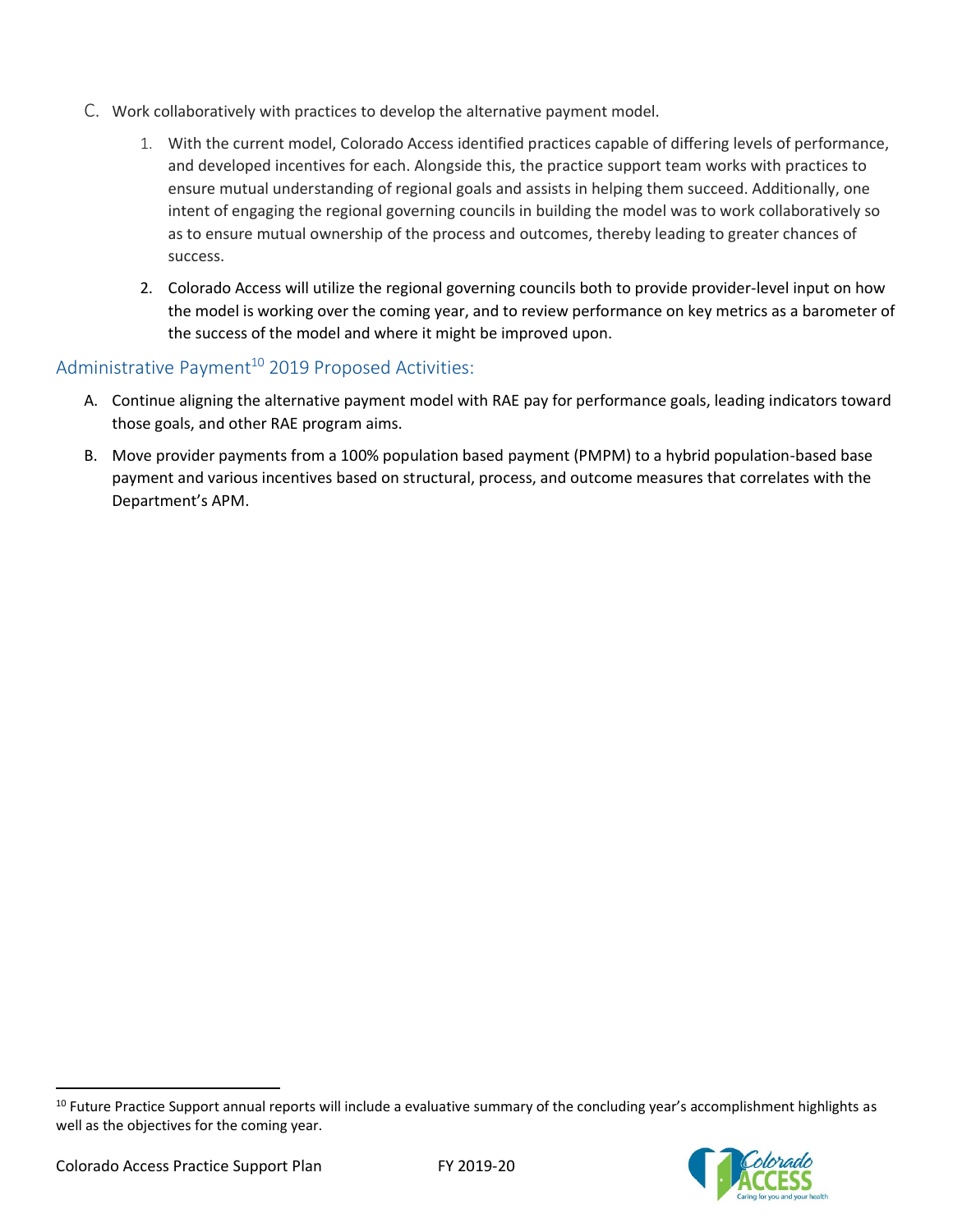C. Work collaboratively with practices to develop the alternative payment model.

   1. With the current model, Colorado Access identified practices capable of differing levels of performance, and developed incentives for each. Alongside this, the practice support team works with practices to ensure mutual understanding of regional goals and assists in helping them succeed. Additionally, one intent of engaging the regional governing councils in building the model was to work collaboratively so as to ensure mutual ownership of the process and outcomes, thereby leading to greater chances of success.
   2. Colorado Access will utilize the regional governing councils both to provide provider-level input on how the model is working over the coming year, and to review performance on key metrics as a barometer of the success of the model and where it might be improved upon.

## Administrative Payment[10] 2019 Proposed Activities:

A. Continue aligning the alternative payment model with RAE pay for performance goals, leading indicators toward those goals, and other RAE program aims.

B. Move provider payments from a 100% population based payment (PMPM) to a hybrid population-based base payment and various incentives based on structural, process, and outcome measures that correlates with the Department's APM.

[10] Future Practice Support annual reports will include a evaluative summary of the concluding year's accomplishment highlights as well as the objectives for the coming year.